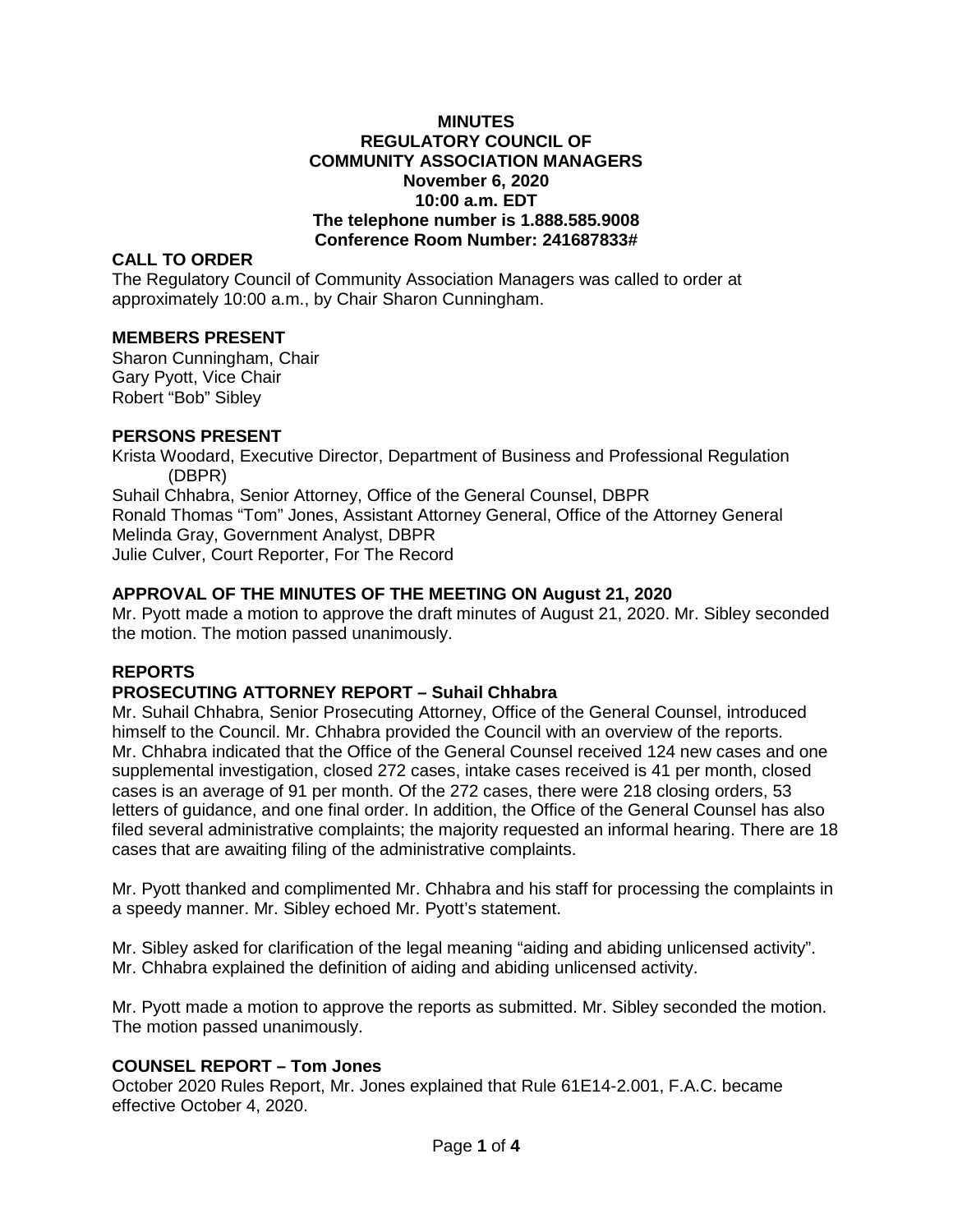# MINUTES
## REGULATORY COUNCIL OF COMMUNITY ASSOCIATION MANAGERS
**November 6, 2020**
**10:00 a.m. EDT**
**The telephone number is 1.888.585.9008**
**Conference Room Number: 241687833#**

### CALL TO ORDER

The Regulatory Council of Community Association Managers was called to order at approximately 10:00 a.m., by Chair Sharon Cunningham.

### MEMBERS PRESENT

Sharon Cunningham, Chair
Gary Pyott, Vice Chair
Robert "Bob" Sibley

### PERSONS PRESENT

Krista Woodard, Executive Director, Department of Business and Professional Regulation (DBPR)
Suhail Chhabra, Senior Attorney, Office of the General Counsel, DBPR
Ronald Thomas "Tom" Jones, Assistant Attorney General, Office of the Attorney General
Melinda Gray, Government Analyst, DBPR
Julie Culver, Court Reporter, For The Record

### APPROVAL OF THE MINUTES OF THE MEETING ON August 21, 2020

Mr. Pyott made a motion to approve the draft minutes of August 21, 2020. Mr. Sibley seconded the motion. The motion passed unanimously.

### REPORTS

### PROSECUTING ATTORNEY REPORT – Suhail Chhabra

Mr. Suhail Chhabra, Senior Prosecuting Attorney, Office of the General Counsel, introduced himself to the Council. Mr. Chhabra provided the Council with an overview of the reports. Mr. Chhabra indicated that the Office of the General Counsel received 124 new cases and one supplemental investigation, closed 272 cases, intake cases received is 41 per month, closed cases is an average of 91 per month. Of the 272 cases, there were 218 closing orders, 53 letters of guidance, and one final order. In addition, the Office of the General Counsel has also filed several administrative complaints; the majority requested an informal hearing. There are 18 cases that are awaiting filing of the administrative complaints.

Mr. Pyott thanked and complimented Mr. Chhabra and his staff for processing the complaints in a speedy manner. Mr. Sibley echoed Mr. Pyott's statement.

Mr. Sibley asked for clarification of the legal meaning "aiding and abiding unlicensed activity". Mr. Chhabra explained the definition of aiding and abiding unlicensed activity.

Mr. Pyott made a motion to approve the reports as submitted. Mr. Sibley seconded the motion. The motion passed unanimously.

### COUNSEL REPORT – Tom Jones

October 2020 Rules Report, Mr. Jones explained that Rule 61E14-2.001, F.A.C. became effective October 4, 2020.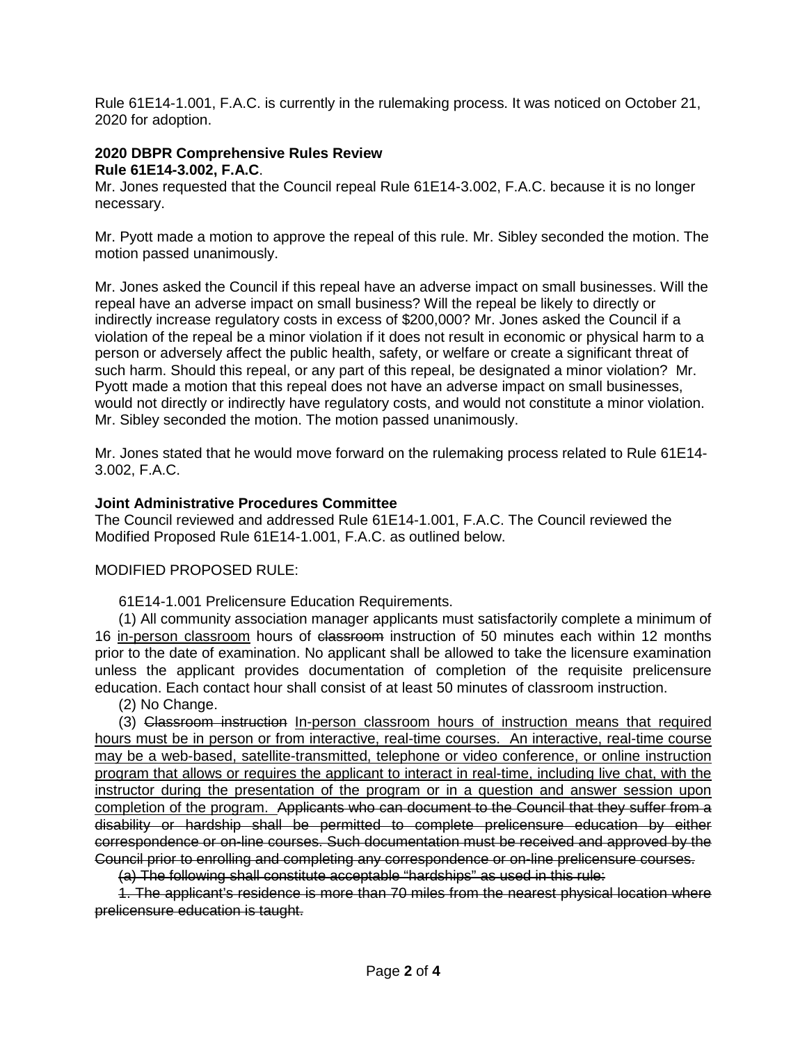Rule 61E14-1.001, F.A.C. is currently in the rulemaking process. It was noticed on October 21, 2020 for adoption.

**2020 DBPR Comprehensive Rules Review**
**Rule 61E14-3.002, F.A.C**.
Mr. Jones requested that the Council repeal Rule 61E14-3.002, F.A.C. because it is no longer necessary.

Mr. Pyott made a motion to approve the repeal of this rule. Mr. Sibley seconded the motion. The motion passed unanimously.

Mr. Jones asked the Council if this repeal have an adverse impact on small businesses. Will the repeal have an adverse impact on small business? Will the repeal be likely to directly or indirectly increase regulatory costs in excess of $200,000? Mr. Jones asked the Council if a violation of the repeal be a minor violation if it does not result in economic or physical harm to a person or adversely affect the public health, safety, or welfare or create a significant threat of such harm. Should this repeal, or any part of this repeal, be designated a minor violation? Mr. Pyott made a motion that this repeal does not have an adverse impact on small businesses, would not directly or indirectly have regulatory costs, and would not constitute a minor violation. Mr. Sibley seconded the motion. The motion passed unanimously.

Mr. Jones stated that he would move forward on the rulemaking process related to Rule 61E14-3.002, F.A.C.

**Joint Administrative Procedures Committee**
The Council reviewed and addressed Rule 61E14-1.001, F.A.C. The Council reviewed the Modified Proposed Rule 61E14-1.001, F.A.C. as outlined below.

MODIFIED PROPOSED RULE:

61E14-1.001 Prelicensure Education Requirements.

(1) All community association manager applicants must satisfactorily complete a minimum of 16 <u>in-person classroom</u> hours of ~~classroom~~ instruction of 50 minutes each within 12 months prior to the date of examination. No applicant shall be allowed to take the licensure examination unless the applicant provides documentation of completion of the requisite prelicensure education. Each contact hour shall consist of at least 50 minutes of classroom instruction.

(2) No Change.

(3) ~~Classroom instruction~~ <u>In-person classroom hours of instruction means that required hours must be in person or from interactive, real-time courses. An interactive, real-time course may be a web-based, satellite-transmitted, telephone or video conference, or online instruction program that allows or requires the applicant to interact in real-time, including live chat, with the instructor during the presentation of the program or in a question and answer session upon completion of the program.</u> ~~Applicants who can document to the Council that they suffer from a disability or hardship shall be permitted to complete prelicensure education by either correspondence or on-line courses. Such documentation must be received and approved by the Council prior to enrolling and completing any correspondence or on-line prelicensure courses.~~

~~(a) The following shall constitute acceptable "hardships" as used in this rule:~~

~~1. The applicant's residence is more than 70 miles from the nearest physical location where prelicensure education is taught.~~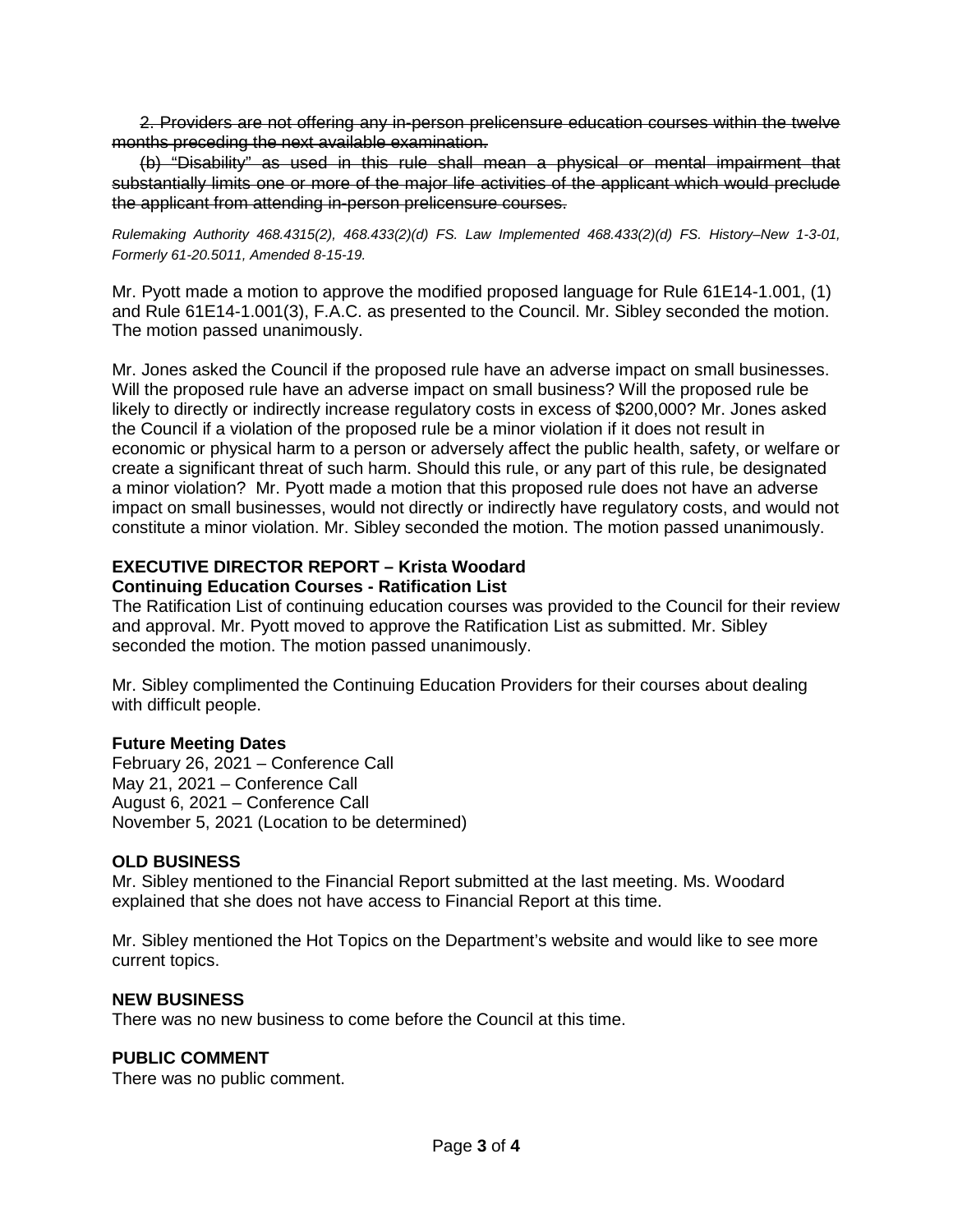~~2. Providers are not offering any in-person prelicensure education courses within the twelve months preceding the next available examination.~~

~~(b) "Disability" as used in this rule shall mean a physical or mental impairment that substantially limits one or more of the major life activities of the applicant which would preclude the applicant from attending in-person prelicensure courses.~~

*Rulemaking Authority 468.4315(2), 468.433(2)(d) FS. Law Implemented 468.433(2)(d) FS. History–New 1-3-01, Formerly 61-20.5011, Amended 8-15-19.*

Mr. Pyott made a motion to approve the modified proposed language for Rule 61E14-1.001, (1) and Rule 61E14-1.001(3), F.A.C. as presented to the Council. Mr. Sibley seconded the motion. The motion passed unanimously.

Mr. Jones asked the Council if the proposed rule have an adverse impact on small businesses. Will the proposed rule have an adverse impact on small business? Will the proposed rule be likely to directly or indirectly increase regulatory costs in excess of $200,000? Mr. Jones asked the Council if a violation of the proposed rule be a minor violation if it does not result in economic or physical harm to a person or adversely affect the public health, safety, or welfare or create a significant threat of such harm. Should this rule, or any part of this rule, be designated a minor violation? Mr. Pyott made a motion that this proposed rule does not have an adverse impact on small businesses, would not directly or indirectly have regulatory costs, and would not constitute a minor violation. Mr. Sibley seconded the motion. The motion passed unanimously.

## EXECUTIVE DIRECTOR REPORT – Krista Woodard

### Continuing Education Courses - Ratification List

The Ratification List of continuing education courses was provided to the Council for their review and approval. Mr. Pyott moved to approve the Ratification List as submitted. Mr. Sibley seconded the motion. The motion passed unanimously.

Mr. Sibley complimented the Continuing Education Providers for their courses about dealing with difficult people.

### Future Meeting Dates

February 26, 2021 – Conference Call
May 21, 2021 – Conference Call
August 6, 2021 – Conference Call
November 5, 2021 (Location to be determined)

## OLD BUSINESS

Mr. Sibley mentioned to the Financial Report submitted at the last meeting. Ms. Woodard explained that she does not have access to Financial Report at this time.

Mr. Sibley mentioned the Hot Topics on the Department's website and would like to see more current topics.

## NEW BUSINESS

There was no new business to come before the Council at this time.

## PUBLIC COMMENT

There was no public comment.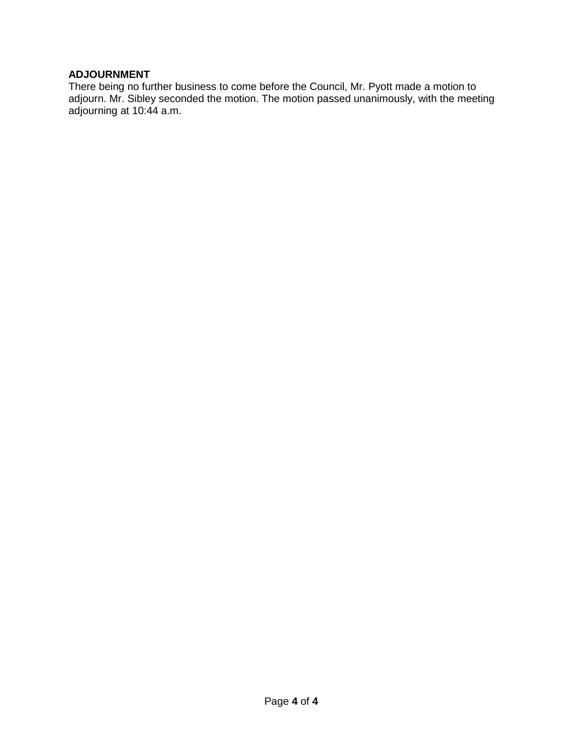**ADJOURNMENT**
There being no further business to come before the Council, Mr. Pyott made a motion to adjourn. Mr. Sibley seconded the motion. The motion passed unanimously, with the meeting adjourning at 10:44 a.m.